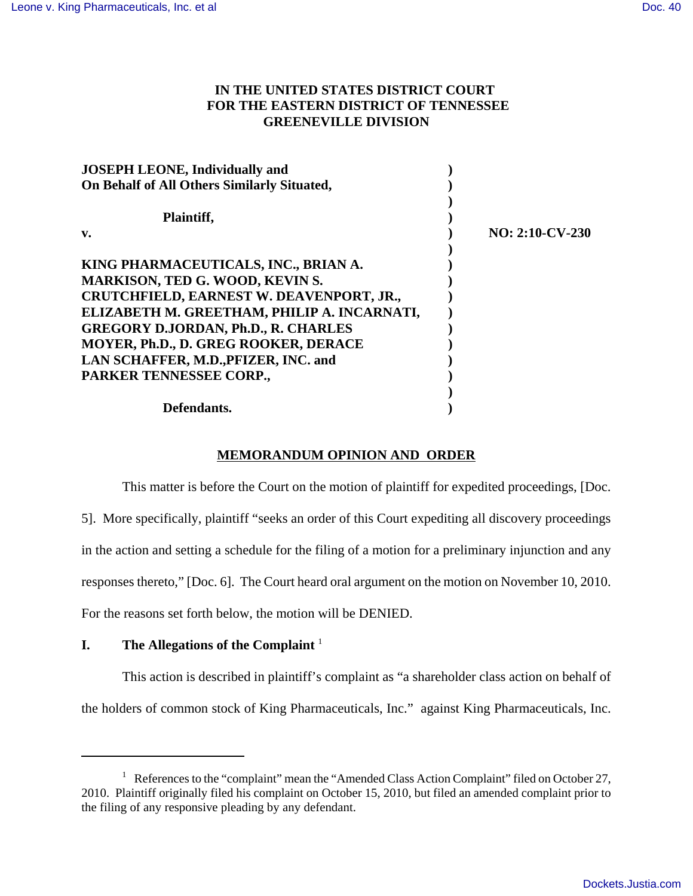**IN THE UNITED STATES DISTRICT COURT**
**FOR THE EASTERN DISTRICT OF TENNESSEE**
**GREENEVILLE DIVISION**

| | | |
|---|---|---|
| **JOSEPH LEONE, Individually and On Behalf of All Others Similarly Situated,** | ) | |
| **Plaintiff,** | ) | |
| **v.** | ) | **NO: 2:10-CV-230** |
| **KING PHARMACEUTICALS, INC., BRIAN A. MARKISON, TED G. WOOD, KEVIN S. CRUTCHFIELD, EARNEST W. DEAVENPORT, JR., ELIZABETH M. GREETHAM, PHILIP A. INCARNATI, GREGORY D.JORDAN, Ph.D., R. CHARLES MOYER, Ph.D., D. GREG ROOKER, DERACE LAN SCHAFFER, M.D.,PFIZER, INC. and PARKER TENNESSEE CORP.,** | ) | |
| **Defendants.** | ) | |

## MEMORANDUM OPINION AND ORDER

This matter is before the Court on the motion of plaintiff for expedited proceedings, [Doc. 5]. More specifically, plaintiff "seeks an order of this Court expediting all discovery proceedings in the action and setting a schedule for the filing of a motion for a preliminary injunction and any responses thereto," [Doc. 6]. The Court heard oral argument on the motion on November 10, 2010. For the reasons set forth below, the motion will be DENIED.

### I. The Allegations of the Complaint [1]

This action is described in plaintiff's complaint as "a shareholder class action on behalf of the holders of common stock of King Pharmaceuticals, Inc." against King Pharmaceuticals, Inc.

---

[1] References to the "complaint" mean the "Amended Class Action Complaint" filed on October 27, 2010. Plaintiff originally filed his complaint on October 15, 2010, but filed an amended complaint prior to the filing of any responsive pleading by any defendant.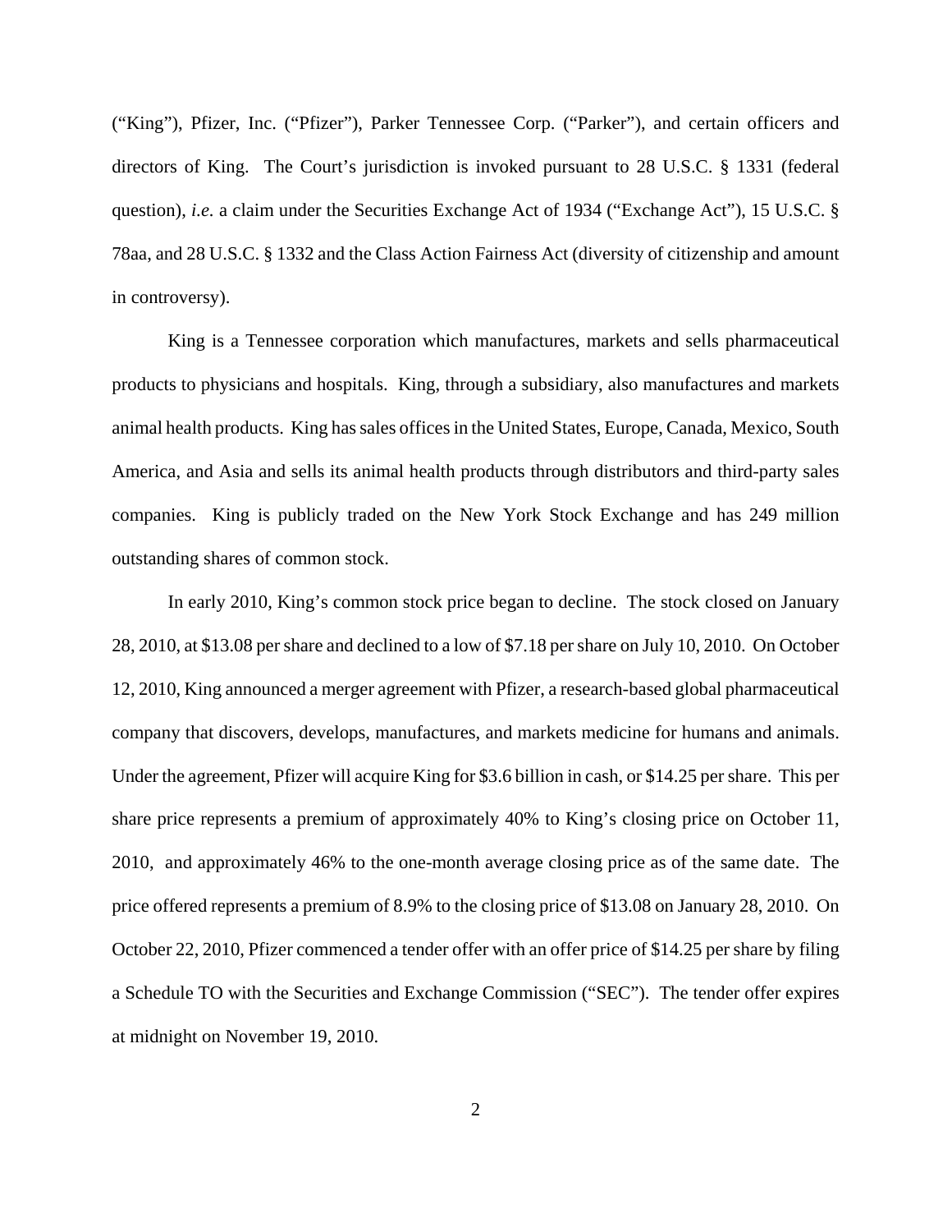("King"), Pfizer, Inc. ("Pfizer"), Parker Tennessee Corp. ("Parker"), and certain officers and directors of King. The Court's jurisdiction is invoked pursuant to 28 U.S.C. § 1331 (federal question), *i.e.* a claim under the Securities Exchange Act of 1934 ("Exchange Act"), 15 U.S.C. § 78aa, and 28 U.S.C. § 1332 and the Class Action Fairness Act (diversity of citizenship and amount in controversy).

King is a Tennessee corporation which manufactures, markets and sells pharmaceutical products to physicians and hospitals. King, through a subsidiary, also manufactures and markets animal health products. King has sales offices in the United States, Europe, Canada, Mexico, South America, and Asia and sells its animal health products through distributors and third-party sales companies. King is publicly traded on the New York Stock Exchange and has 249 million outstanding shares of common stock.

In early 2010, King's common stock price began to decline. The stock closed on January 28, 2010, at $13.08 per share and declined to a low of $7.18 per share on July 10, 2010. On October 12, 2010, King announced a merger agreement with Pfizer, a research-based global pharmaceutical company that discovers, develops, manufactures, and markets medicine for humans and animals. Under the agreement, Pfizer will acquire King for $3.6 billion in cash, or $14.25 per share. This per share price represents a premium of approximately 40% to King's closing price on October 11, 2010, and approximately 46% to the one-month average closing price as of the same date. The price offered represents a premium of 8.9% to the closing price of $13.08 on January 28, 2010. On October 22, 2010, Pfizer commenced a tender offer with an offer price of $14.25 per share by filing a Schedule TO with the Securities and Exchange Commission ("SEC"). The tender offer expires at midnight on November 19, 2010.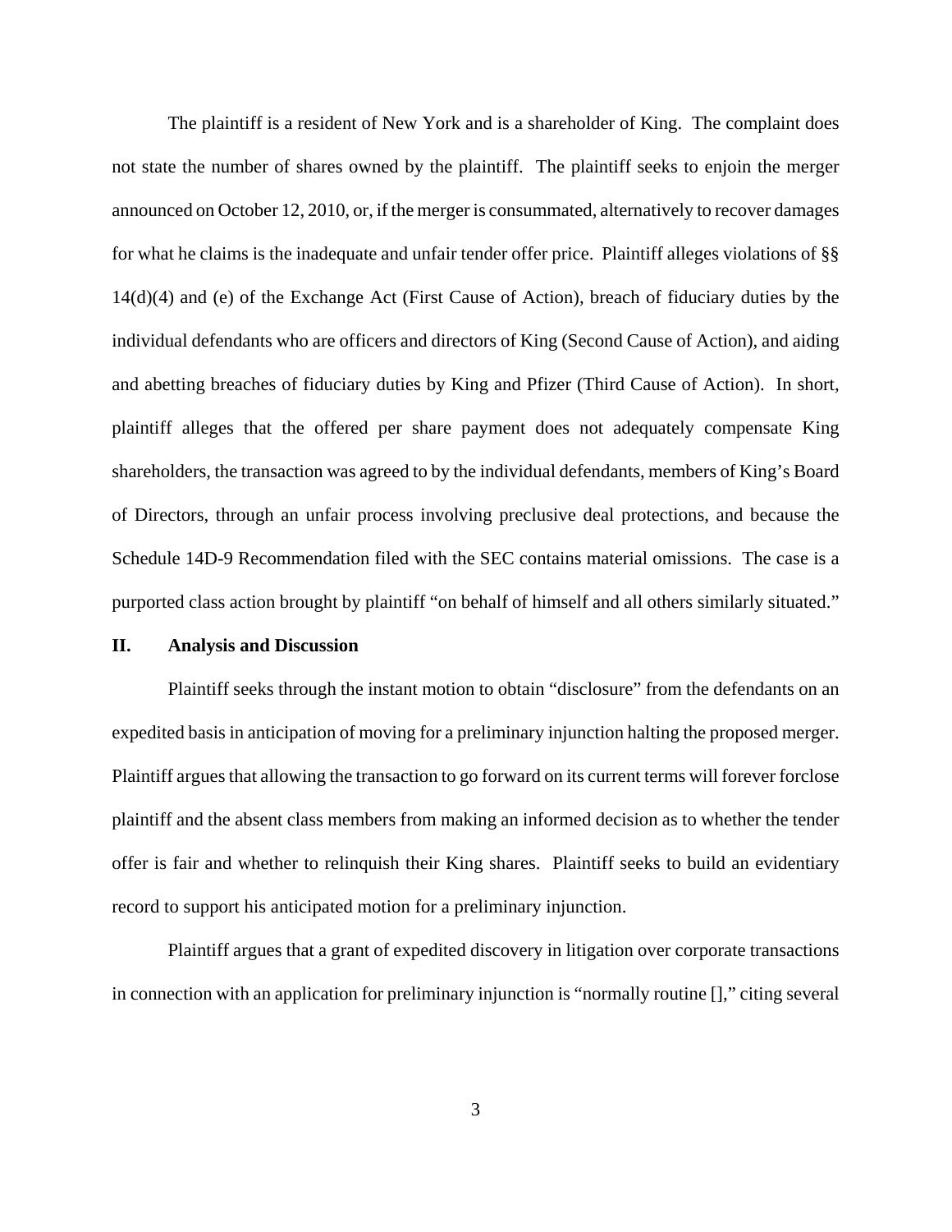The plaintiff is a resident of New York and is a shareholder of King. The complaint does not state the number of shares owned by the plaintiff. The plaintiff seeks to enjoin the merger announced on October 12, 2010, or, if the merger is consummated, alternatively to recover damages for what he claims is the inadequate and unfair tender offer price. Plaintiff alleges violations of §§ 14(d)(4) and (e) of the Exchange Act (First Cause of Action), breach of fiduciary duties by the individual defendants who are officers and directors of King (Second Cause of Action), and aiding and abetting breaches of fiduciary duties by King and Pfizer (Third Cause of Action). In short, plaintiff alleges that the offered per share payment does not adequately compensate King shareholders, the transaction was agreed to by the individual defendants, members of King's Board of Directors, through an unfair process involving preclusive deal protections, and because the Schedule 14D-9 Recommendation filed with the SEC contains material omissions. The case is a purported class action brought by plaintiff "on behalf of himself and all others similarly situated."

## II. Analysis and Discussion

Plaintiff seeks through the instant motion to obtain "disclosure" from the defendants on an expedited basis in anticipation of moving for a preliminary injunction halting the proposed merger. Plaintiff argues that allowing the transaction to go forward on its current terms will forever forclose plaintiff and the absent class members from making an informed decision as to whether the tender offer is fair and whether to relinquish their King shares. Plaintiff seeks to build an evidentiary record to support his anticipated motion for a preliminary injunction.

Plaintiff argues that a grant of expedited discovery in litigation over corporate transactions in connection with an application for preliminary injunction is "normally routine []," citing several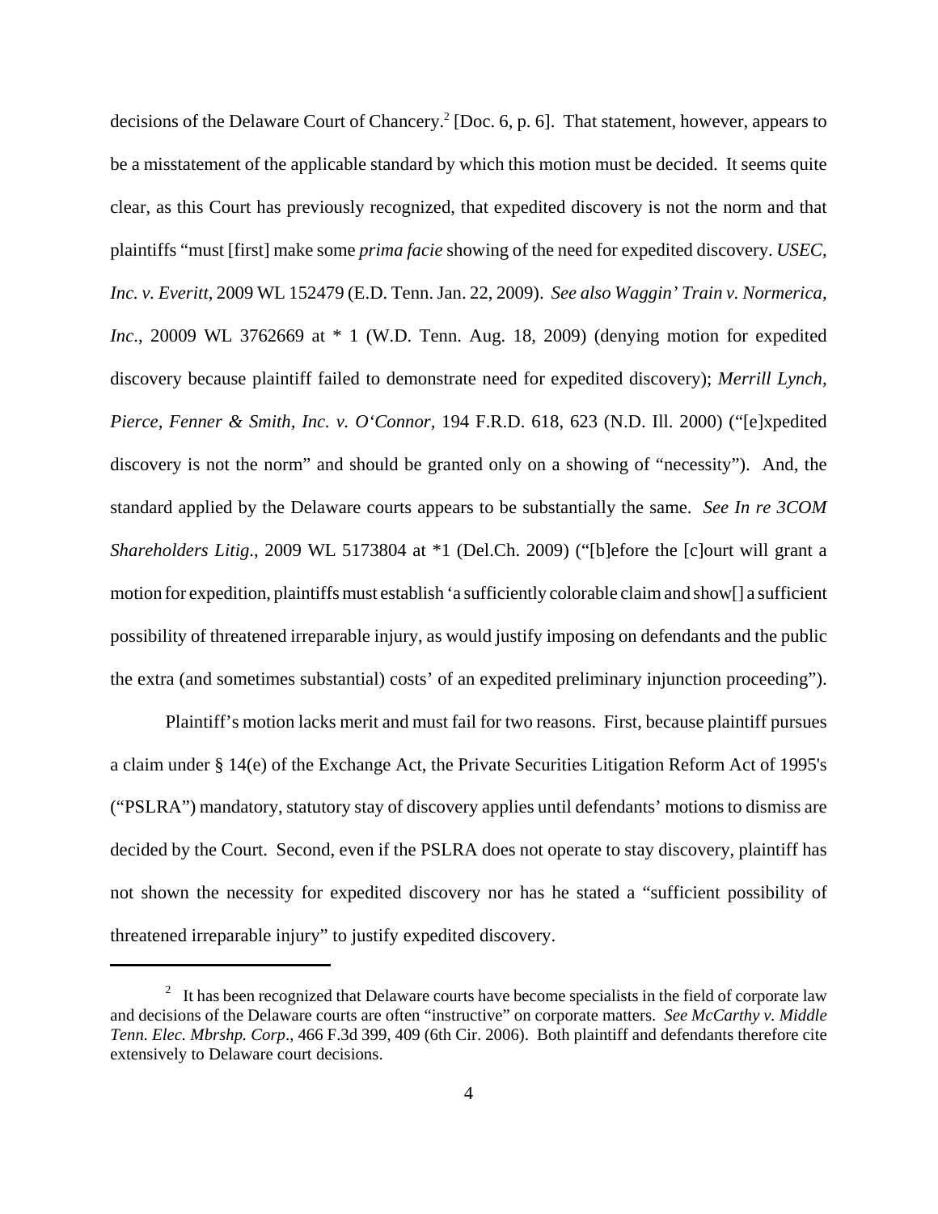decisions of the Delaware Court of Chancery.[2] [Doc. 6, p. 6]. That statement, however, appears to be a misstatement of the applicable standard by which this motion must be decided. It seems quite clear, as this Court has previously recognized, that expedited discovery is not the norm and that plaintiffs "must [first] make some *prima facie* showing of the need for expedited discovery. *USEC, Inc. v. Everitt*, 2009 WL 152479 (E.D. Tenn. Jan. 22, 2009). *See also Waggin' Train v. Normerica, Inc*., 20009 WL 3762669 at * 1 (W.D. Tenn. Aug. 18, 2009) (denying motion for expedited discovery because plaintiff failed to demonstrate need for expedited discovery); *Merrill Lynch, Pierce, Fenner & Smith, Inc. v. O'Connor*, 194 F.R.D. 618, 623 (N.D. Ill. 2000) ("[e]xpedited discovery is not the norm" and should be granted only on a showing of "necessity"). And, the standard applied by the Delaware courts appears to be substantially the same. *See In re 3COM Shareholders Litig*., 2009 WL 5173804 at *1 (Del.Ch. 2009) ("[b]efore the [c]ourt will grant a motion for expedition, plaintiffs must establish 'a sufficiently colorable claim and show[] a sufficient possibility of threatened irreparable injury, as would justify imposing on defendants and the public the extra (and sometimes substantial) costs' of an expedited preliminary injunction proceeding").

Plaintiff's motion lacks merit and must fail for two reasons. First, because plaintiff pursues a claim under § 14(e) of the Exchange Act, the Private Securities Litigation Reform Act of 1995's ("PSLRA") mandatory, statutory stay of discovery applies until defendants' motions to dismiss are decided by the Court. Second, even if the PSLRA does not operate to stay discovery, plaintiff has not shown the necessity for expedited discovery nor has he stated a "sufficient possibility of threatened irreparable injury" to justify expedited discovery.

---

[2] It has been recognized that Delaware courts have become specialists in the field of corporate law and decisions of the Delaware courts are often "instructive" on corporate matters. *See McCarthy v. Middle Tenn. Elec. Mbrshp. Corp*., 466 F.3d 399, 409 (6th Cir. 2006). Both plaintiff and defendants therefore cite extensively to Delaware court decisions.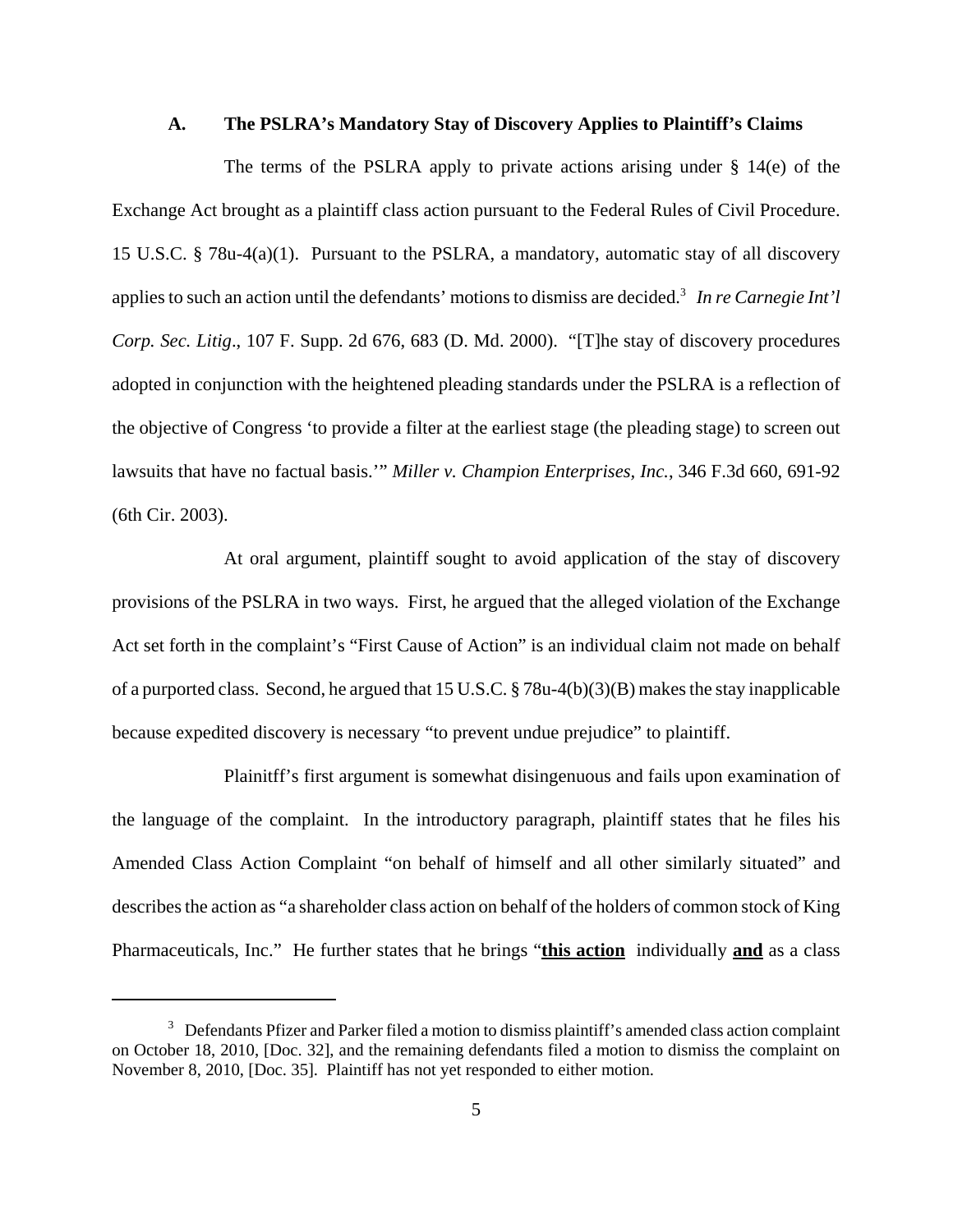### A. The PSLRA's Mandatory Stay of Discovery Applies to Plaintiff's Claims

The terms of the PSLRA apply to private actions arising under § 14(e) of the Exchange Act brought as a plaintiff class action pursuant to the Federal Rules of Civil Procedure. 15 U.S.C. § 78u-4(a)(1). Pursuant to the PSLRA, a mandatory, automatic stay of all discovery applies to such an action until the defendants' motions to dismiss are decided.[3] *In re Carnegie Int'l Corp. Sec. Litig*., 107 F. Supp. 2d 676, 683 (D. Md. 2000). "[T]he stay of discovery procedures adopted in conjunction with the heightened pleading standards under the PSLRA is a reflection of the objective of Congress 'to provide a filter at the earliest stage (the pleading stage) to screen out lawsuits that have no factual basis.'" *Miller v. Champion Enterprises, Inc.*, 346 F.3d 660, 691-92 (6th Cir. 2003).

At oral argument, plaintiff sought to avoid application of the stay of discovery provisions of the PSLRA in two ways. First, he argued that the alleged violation of the Exchange Act set forth in the complaint's "First Cause of Action" is an individual claim not made on behalf of a purported class. Second, he argued that 15 U.S.C. § 78u-4(b)(3)(B) makes the stay inapplicable because expedited discovery is necessary "to prevent undue prejudice" to plaintiff.

Plainitff's first argument is somewhat disingenuous and fails upon examination of the language of the complaint. In the introductory paragraph, plaintiff states that he files his Amended Class Action Complaint "on behalf of himself and all other similarly situated" and describes the action as "a shareholder class action on behalf of the holders of common stock of King Pharmaceuticals, Inc." He further states that he brings "**<u>this action</u>** individually **<u>and</u>** as a class

---

[3] Defendants Pfizer and Parker filed a motion to dismiss plaintiff's amended class action complaint on October 18, 2010, [Doc. 32], and the remaining defendants filed a motion to dismiss the complaint on November 8, 2010, [Doc. 35]. Plaintiff has not yet responded to either motion.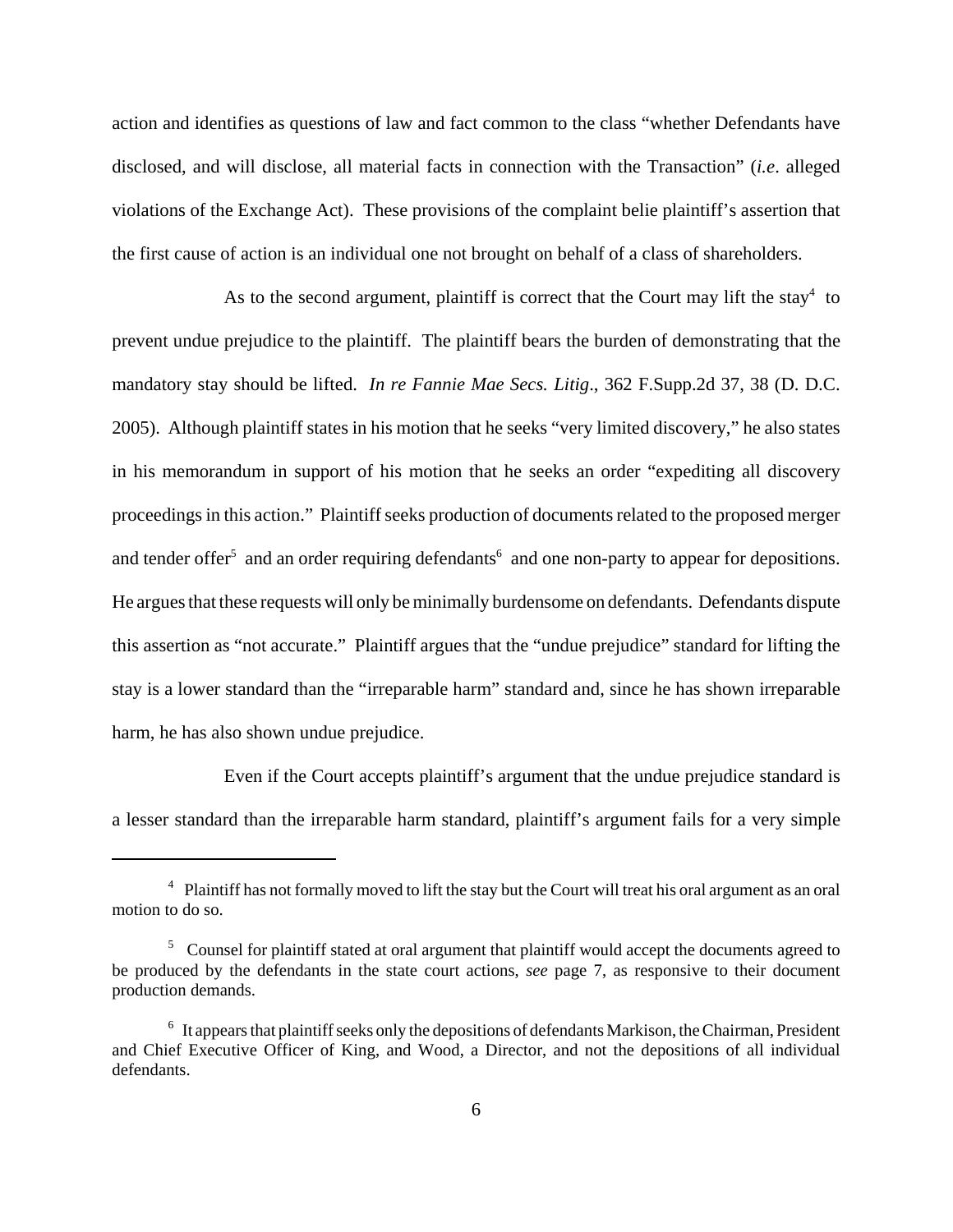action and identifies as questions of law and fact common to the class "whether Defendants have disclosed, and will disclose, all material facts in connection with the Transaction" (*i.e*. alleged violations of the Exchange Act). These provisions of the complaint belie plaintiff's assertion that the first cause of action is an individual one not brought on behalf of a class of shareholders.

As to the second argument, plaintiff is correct that the Court may lift the stay[4] to prevent undue prejudice to the plaintiff. The plaintiff bears the burden of demonstrating that the mandatory stay should be lifted. *In re Fannie Mae Secs. Litig*., 362 F.Supp.2d 37, 38 (D. D.C. 2005). Although plaintiff states in his motion that he seeks "very limited discovery," he also states in his memorandum in support of his motion that he seeks an order "expediting all discovery proceedings in this action." Plaintiff seeks production of documents related to the proposed merger and tender offer[5] and an order requiring defendants[6] and one non-party to appear for depositions. He argues that these requests will only be minimally burdensome on defendants. Defendants dispute this assertion as "not accurate." Plaintiff argues that the "undue prejudice" standard for lifting the stay is a lower standard than the "irreparable harm" standard and, since he has shown irreparable harm, he has also shown undue prejudice.

Even if the Court accepts plaintiff's argument that the undue prejudice standard is a lesser standard than the irreparable harm standard, plaintiff's argument fails for a very simple

---

[4] Plaintiff has not formally moved to lift the stay but the Court will treat his oral argument as an oral motion to do so.

[5] Counsel for plaintiff stated at oral argument that plaintiff would accept the documents agreed to be produced by the defendants in the state court actions, *see* page 7, as responsive to their document production demands.

[6] It appears that plaintiff seeks only the depositions of defendants Markison, the Chairman, President and Chief Executive Officer of King, and Wood, a Director, and not the depositions of all individual defendants.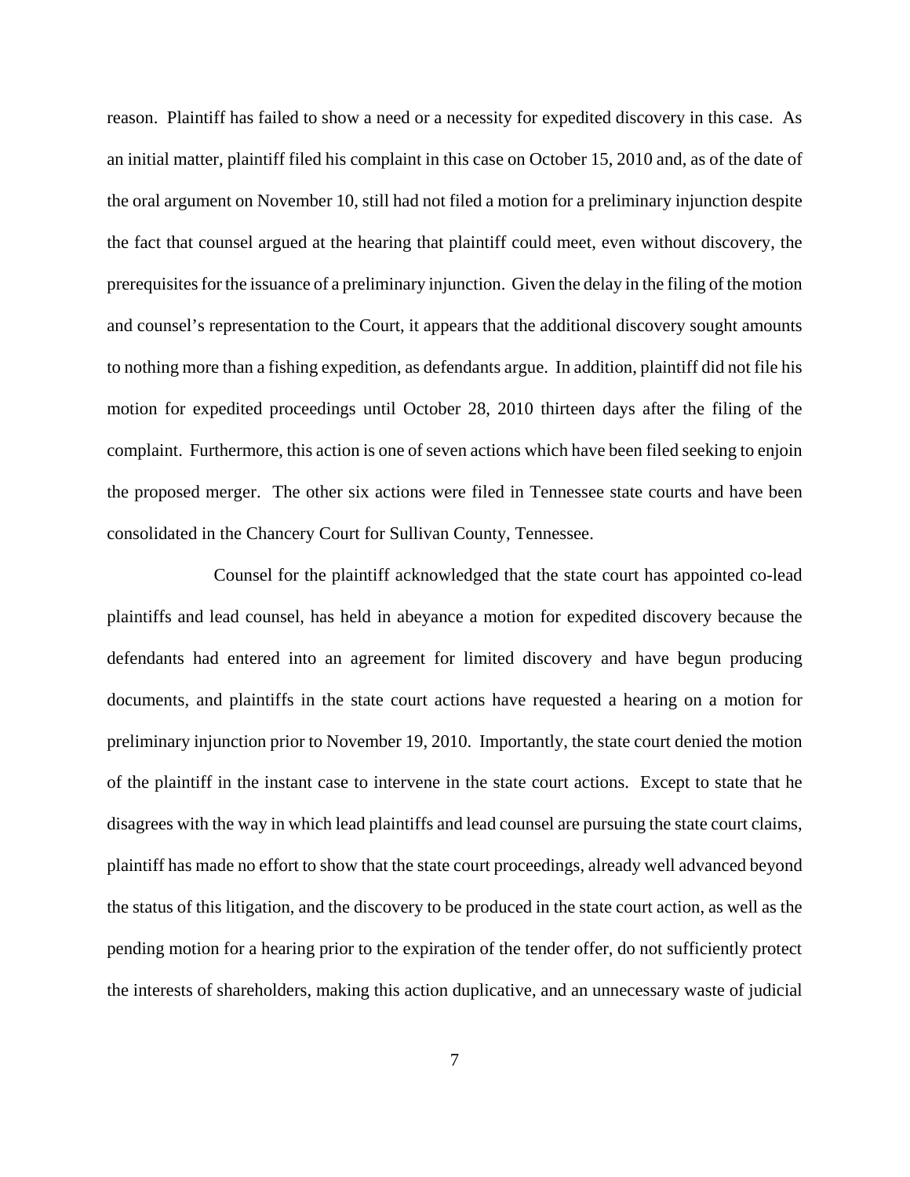reason. Plaintiff has failed to show a need or a necessity for expedited discovery in this case. As an initial matter, plaintiff filed his complaint in this case on October 15, 2010 and, as of the date of the oral argument on November 10, still had not filed a motion for a preliminary injunction despite the fact that counsel argued at the hearing that plaintiff could meet, even without discovery, the prerequisites for the issuance of a preliminary injunction. Given the delay in the filing of the motion and counsel's representation to the Court, it appears that the additional discovery sought amounts to nothing more than a fishing expedition, as defendants argue. In addition, plaintiff did not file his motion for expedited proceedings until October 28, 2010 thirteen days after the filing of the complaint. Furthermore, this action is one of seven actions which have been filed seeking to enjoin the proposed merger. The other six actions were filed in Tennessee state courts and have been consolidated in the Chancery Court for Sullivan County, Tennessee.

Counsel for the plaintiff acknowledged that the state court has appointed co-lead plaintiffs and lead counsel, has held in abeyance a motion for expedited discovery because the defendants had entered into an agreement for limited discovery and have begun producing documents, and plaintiffs in the state court actions have requested a hearing on a motion for preliminary injunction prior to November 19, 2010. Importantly, the state court denied the motion of the plaintiff in the instant case to intervene in the state court actions. Except to state that he disagrees with the way in which lead plaintiffs and lead counsel are pursuing the state court claims, plaintiff has made no effort to show that the state court proceedings, already well advanced beyond the status of this litigation, and the discovery to be produced in the state court action, as well as the pending motion for a hearing prior to the expiration of the tender offer, do not sufficiently protect the interests of shareholders, making this action duplicative, and an unnecessary waste of judicial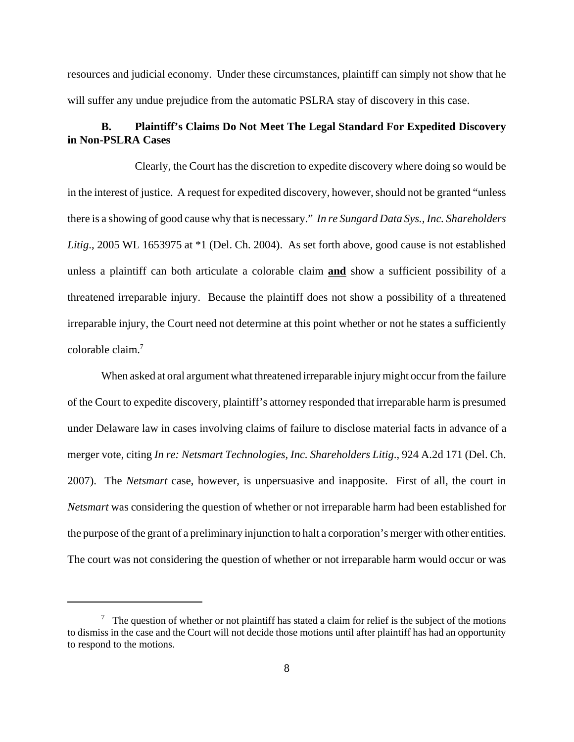resources and judicial economy. Under these circumstances, plaintiff can simply not show that he will suffer any undue prejudice from the automatic PSLRA stay of discovery in this case.

### B. Plaintiff's Claims Do Not Meet The Legal Standard For Expedited Discovery in Non-PSLRA Cases

Clearly, the Court has the discretion to expedite discovery where doing so would be in the interest of justice. A request for expedited discovery, however, should not be granted "unless there is a showing of good cause why that is necessary." *In re Sungard Data Sys., Inc. Shareholders Litig.*, 2005 WL 1653975 at *1 (Del. Ch. 2004). As set forth above, good cause is not established unless a plaintiff can both articulate a colorable claim **and** show a sufficient possibility of a threatened irreparable injury. Because the plaintiff does not show a possibility of a threatened irreparable injury, the Court need not determine at this point whether or not he states a sufficiently colorable claim.[7]

When asked at oral argument what threatened irreparable injury might occur from the failure of the Court to expedite discovery, plaintiff's attorney responded that irreparable harm is presumed under Delaware law in cases involving claims of failure to disclose material facts in advance of a merger vote, citing *In re: Netsmart Technologies, Inc. Shareholders Litig.*, 924 A.2d 171 (Del. Ch. 2007). The *Netsmart* case, however, is unpersuasive and inapposite. First of all, the court in *Netsmart* was considering the question of whether or not irreparable harm had been established for the purpose of the grant of a preliminary injunction to halt a corporation's merger with other entities. The court was not considering the question of whether or not irreparable harm would occur or was

---

[7] The question of whether or not plaintiff has stated a claim for relief is the subject of the motions to dismiss in the case and the Court will not decide those motions until after plaintiff has had an opportunity to respond to the motions.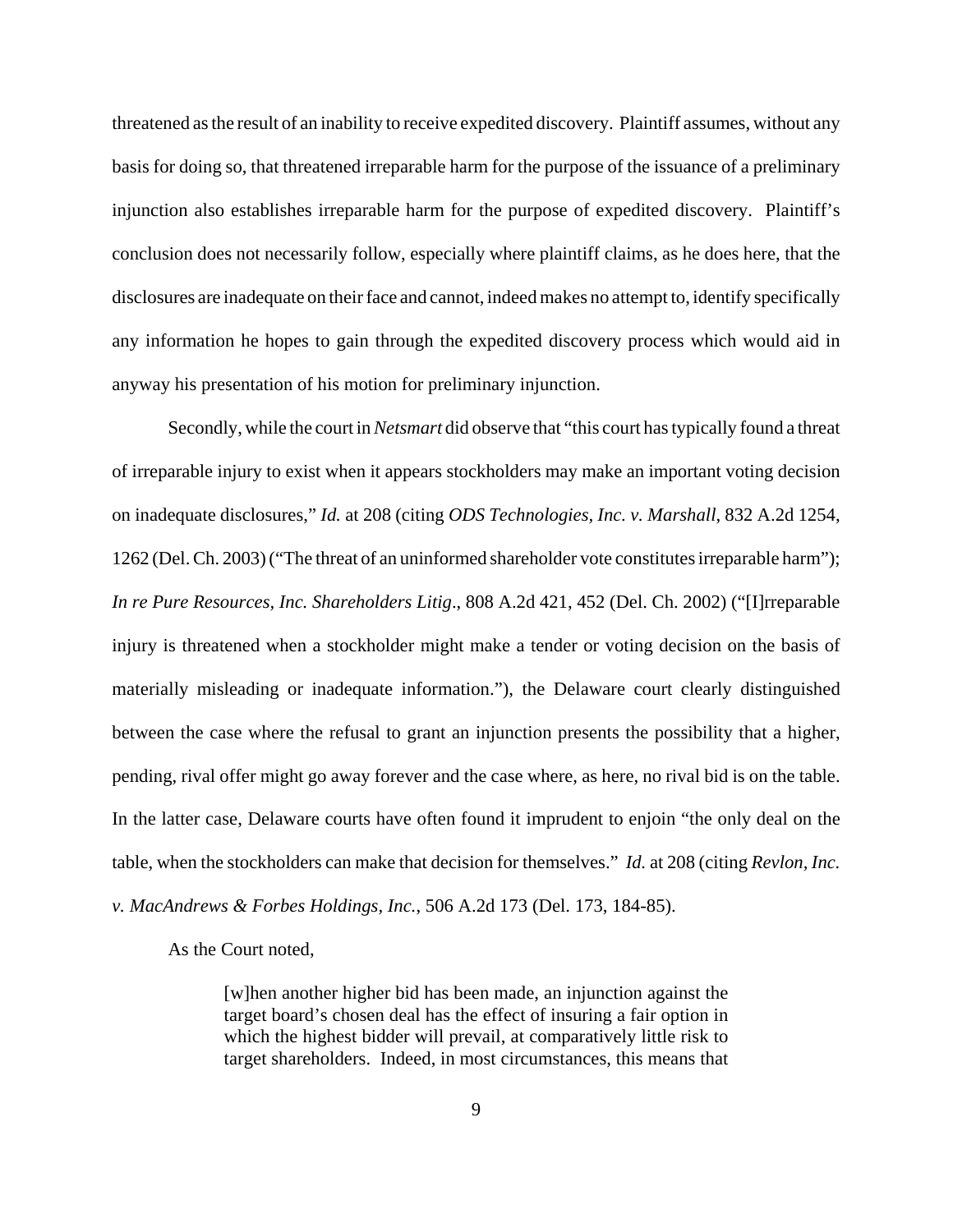threatened as the result of an inability to receive expedited discovery. Plaintiff assumes, without any basis for doing so, that threatened irreparable harm for the purpose of the issuance of a preliminary injunction also establishes irreparable harm for the purpose of expedited discovery. Plaintiff's conclusion does not necessarily follow, especially where plaintiff claims, as he does here, that the disclosures are inadequate on their face and cannot, indeed makes no attempt to, identify specifically any information he hopes to gain through the expedited discovery process which would aid in anyway his presentation of his motion for preliminary injunction.

Secondly, while the court in *Netsmart* did observe that "this court has typically found a threat of irreparable injury to exist when it appears stockholders may make an important voting decision on inadequate disclosures," *Id.* at 208 (citing *ODS Technologies, Inc. v. Marshall*, 832 A.2d 1254, 1262 (Del. Ch. 2003) ("The threat of an uninformed shareholder vote constitutes irreparable harm"); *In re Pure Resources, Inc. Shareholders Litig*., 808 A.2d 421, 452 (Del. Ch. 2002) ("[I]rreparable injury is threatened when a stockholder might make a tender or voting decision on the basis of materially misleading or inadequate information."), the Delaware court clearly distinguished between the case where the refusal to grant an injunction presents the possibility that a higher, pending, rival offer might go away forever and the case where, as here, no rival bid is on the table. In the latter case, Delaware courts have often found it imprudent to enjoin "the only deal on the table, when the stockholders can make that decision for themselves." *Id.* at 208 (citing *Revlon, Inc. v. MacAndrews & Forbes Holdings, Inc.*, 506 A.2d 173 (Del. 173, 184-85).

As the Court noted,

> [w]hen another higher bid has been made, an injunction against the target board's chosen deal has the effect of insuring a fair option in which the highest bidder will prevail, at comparatively little risk to target shareholders. Indeed, in most circumstances, this means that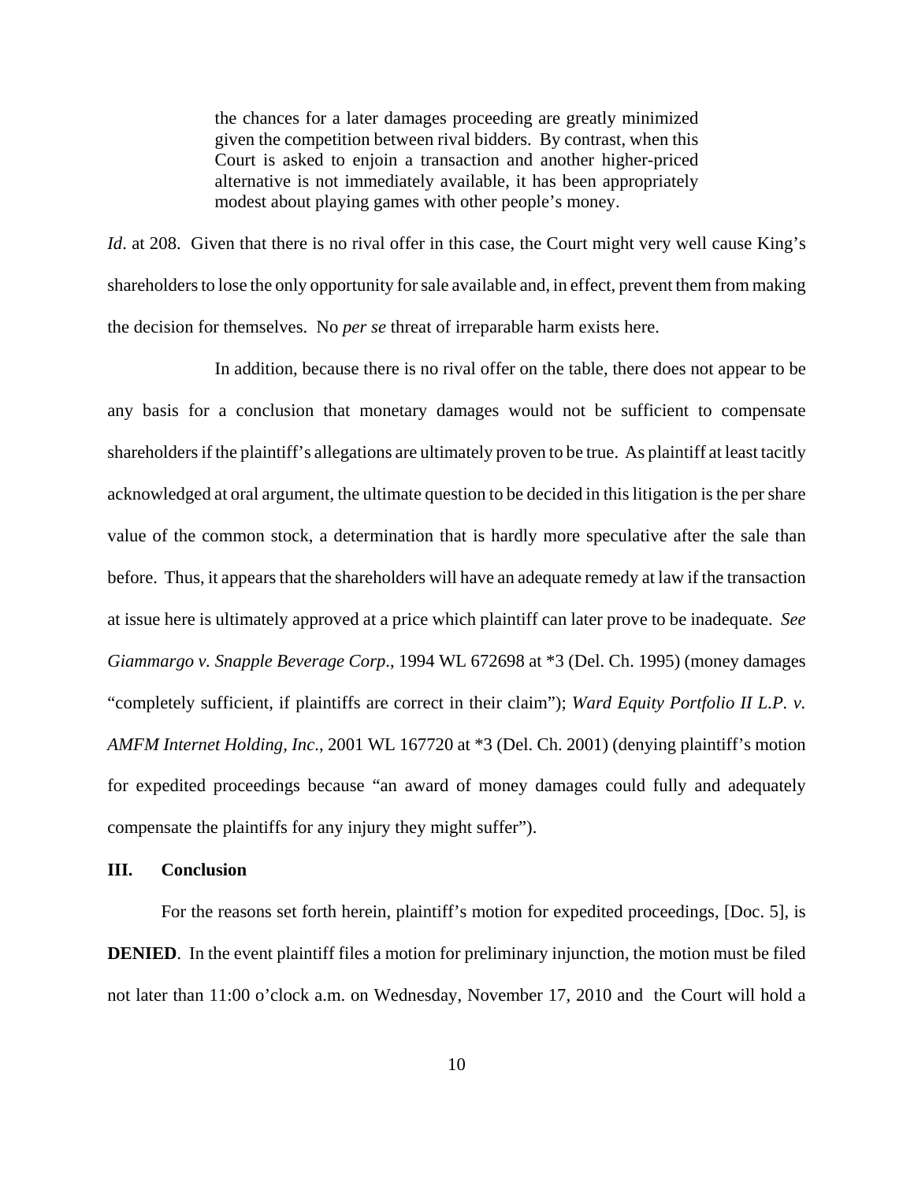> the chances for a later damages proceeding are greatly minimized given the competition between rival bidders. By contrast, when this Court is asked to enjoin a transaction and another higher-priced alternative is not immediately available, it has been appropriately modest about playing games with other people's money.

*Id*. at 208. Given that there is no rival offer in this case, the Court might very well cause King's shareholders to lose the only opportunity for sale available and, in effect, prevent them from making the decision for themselves. No *per se* threat of irreparable harm exists here.

In addition, because there is no rival offer on the table, there does not appear to be any basis for a conclusion that monetary damages would not be sufficient to compensate shareholders if the plaintiff's allegations are ultimately proven to be true. As plaintiff at least tacitly acknowledged at oral argument, the ultimate question to be decided in this litigation is the per share value of the common stock, a determination that is hardly more speculative after the sale than before. Thus, it appears that the shareholders will have an adequate remedy at law if the transaction at issue here is ultimately approved at a price which plaintiff can later prove to be inadequate. *See Giammargo v. Snapple Beverage Corp*., 1994 WL 672698 at *3 (Del. Ch. 1995) (money damages "completely sufficient, if plaintiffs are correct in their claim"); *Ward Equity Portfolio II L.P. v. AMFM Internet Holding, Inc*., 2001 WL 167720 at *3 (Del. Ch. 2001) (denying plaintiff's motion for expedited proceedings because "an award of money damages could fully and adequately compensate the plaintiffs for any injury they might suffer").

## III. Conclusion

For the reasons set forth herein, plaintiff's motion for expedited proceedings, [Doc. 5], is **DENIED**. In the event plaintiff files a motion for preliminary injunction, the motion must be filed not later than 11:00 o'clock a.m. on Wednesday, November 17, 2010 and the Court will hold a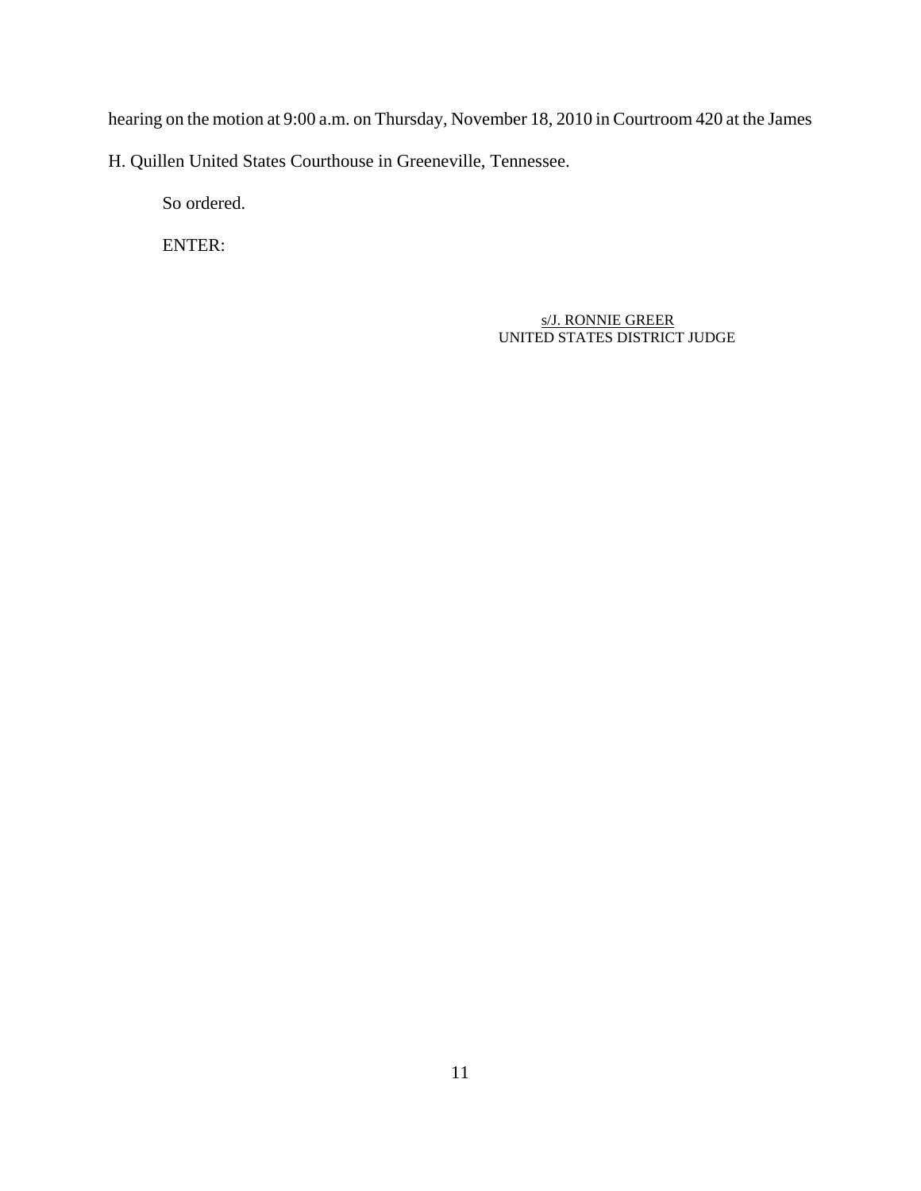hearing on the motion at 9:00 a.m. on Thursday, November 18, 2010 in Courtroom 420 at the James H. Quillen United States Courthouse in Greeneville, Tennessee.

So ordered.

ENTER:

s/J. RONNIE GREER
UNITED STATES DISTRICT JUDGE